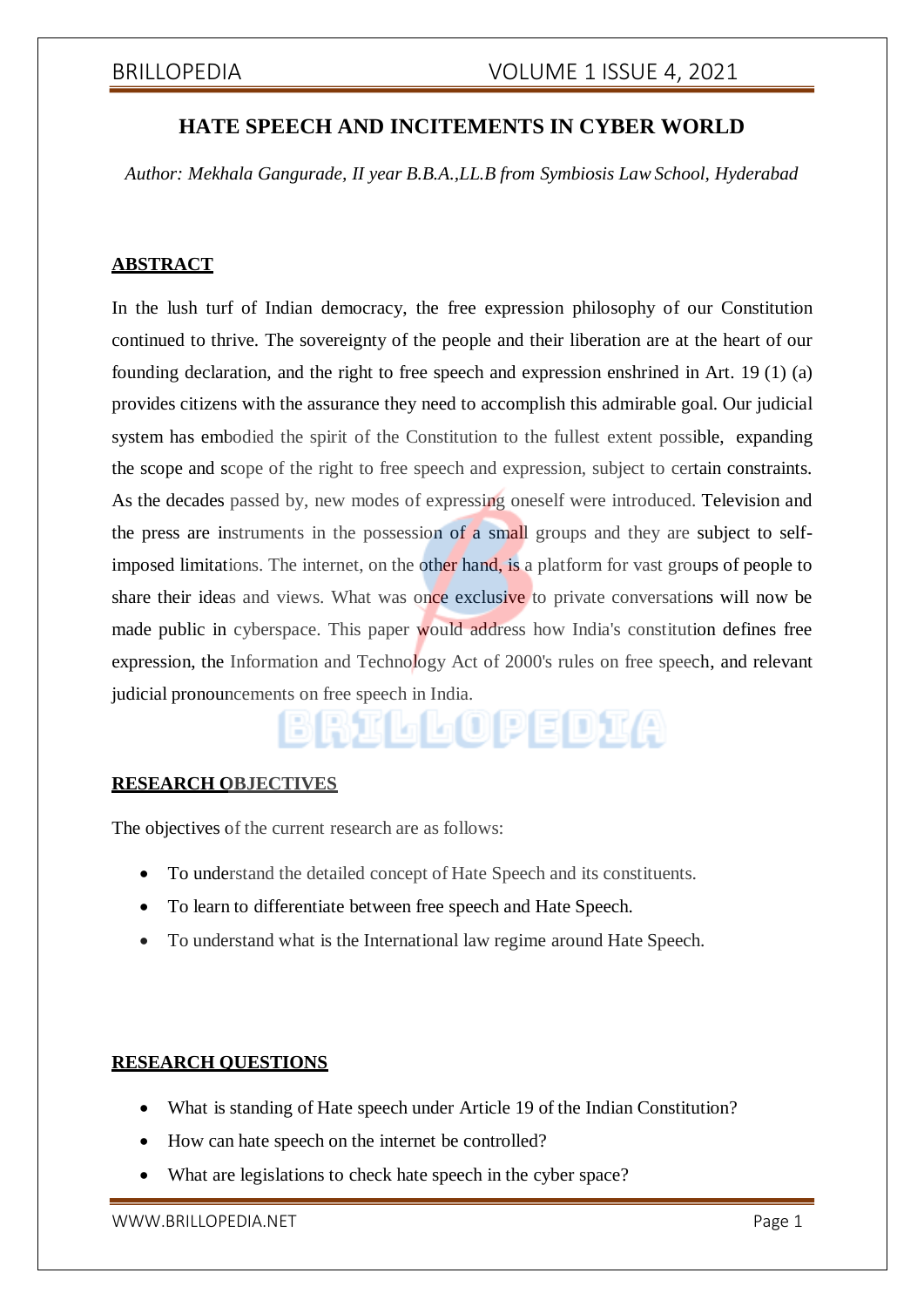# HATE SPEECH AND INCITEMENTS IN CYBER WORLD

*Author: Mekhala Gangurade, II year B.B.A.,LL.B from Symbiosis Law School, Hyderabad*

## ABSTRACT

In the lush turf of Indian democracy, the free expression philosophy of our Constitution continued to thrive. The sovereignty of the people and their liberation are at the heart of our founding declaration, and the right to free speech and expression enshrined in Art. 19 (1) (a) provides citizens with the assurance they need to accomplish this admirable goal. Our judicial system has embodied the spirit of the Constitution to the fullest extent possible, expanding the scope and scope of the right to free speech and expression, subject to certain constraints. As the decades passed by, new modes of expressing oneself were introduced. Television and the press are instruments in the possession of a small groups and they are subject to self-imposed limitations. The internet, on the other hand, is a platform for vast groups of people to share their ideas and views. What was once exclusive to private conversations will now be made public in cyberspace. This paper would address how India's constitution defines free expression, the Information and Technology Act of 2000's rules on free speech, and relevant judicial pronouncements on free speech in India.

## RESEARCH OBJECTIVES

The objectives of the current research are as follows:

- To understand the detailed concept of Hate Speech and its constituents.
- To learn to differentiate between free speech and Hate Speech.
- To understand what is the International law regime around Hate Speech.

## RESEARCH QUESTIONS

- What is standing of Hate speech under Article 19 of the Indian Constitution?
- How can hate speech on the internet be controlled?
- What are legislations to check hate speech in the cyber space?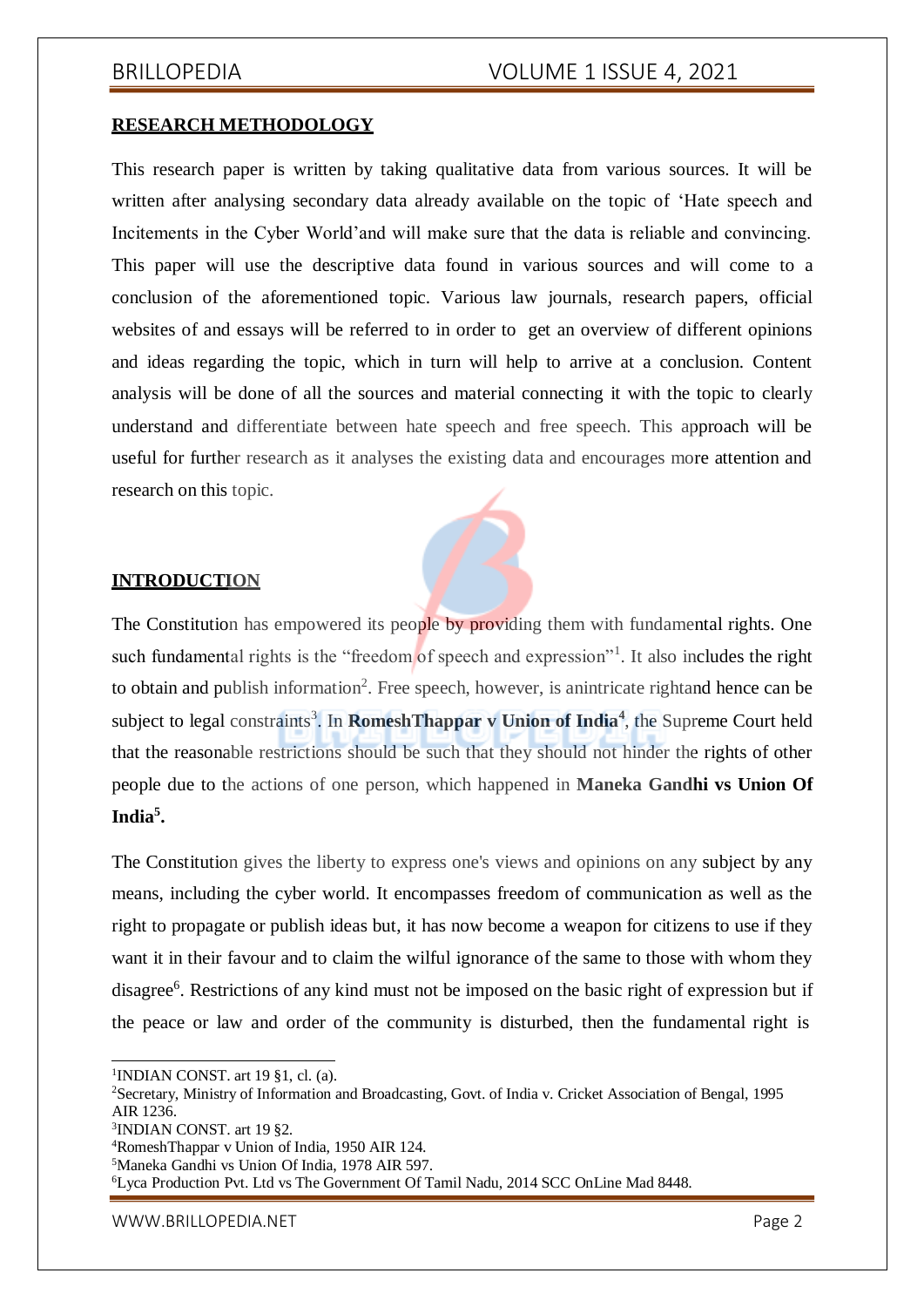**RESEARCH METHODOLOGY**

This research paper is written by taking qualitative data from various sources. It will be written after analysing secondary data already available on the topic of 'Hate speech and Incitements in the Cyber World'and will make sure that the data is reliable and convincing. This paper will use the descriptive data found in various sources and will come to a conclusion of the aforementioned topic. Various law journals, research papers, official websites of and essays will be referred to in order to get an overview of different opinions and ideas regarding the topic, which in turn will help to arrive at a conclusion. Content analysis will be done of all the sources and material connecting it with the topic to clearly understand and differentiate between hate speech and free speech. This approach will be useful for further research as it analyses the existing data and encourages more attention and research on this topic.

**INTRODUCTION**

The Constitution has empowered its people by providing them with fundamental rights. One such fundamental rights is the "freedom of speech and expression"[1]. It also includes the right to obtain and publish information[2]. Free speech, however, is anintricate rightand hence can be subject to legal constraints[3]. In **RomeshThappar v Union of India**[4], the Supreme Court held that the reasonable restrictions should be such that they should not hinder the rights of other people due to the actions of one person, which happened in **Maneka Gandhi vs Union Of India**[5]**.**

The Constitution gives the liberty to express one's views and opinions on any subject by any means, including the cyber world. It encompasses freedom of communication as well as the right to propagate or publish ideas but, it has now become a weapon for citizens to use if they want it in their favour and to claim the wilful ignorance of the same to those with whom they disagree[6]. Restrictions of any kind must not be imposed on the basic right of expression but if the peace or law and order of the community is disturbed, then the fundamental right is

---

[1]INDIAN CONST. art 19 §1, cl. (a).

[2]Secretary, Ministry of Information and Broadcasting, Govt. of India v. Cricket Association of Bengal, 1995 AIR 1236.

[3]INDIAN CONST. art 19 §2.

[4]RomeshThappar v Union of India, 1950 AIR 124.

[5]Maneka Gandhi vs Union Of India, 1978 AIR 597.

[6]Lyca Production Pvt. Ltd vs The Government Of Tamil Nadu, 2014 SCC OnLine Mad 8448.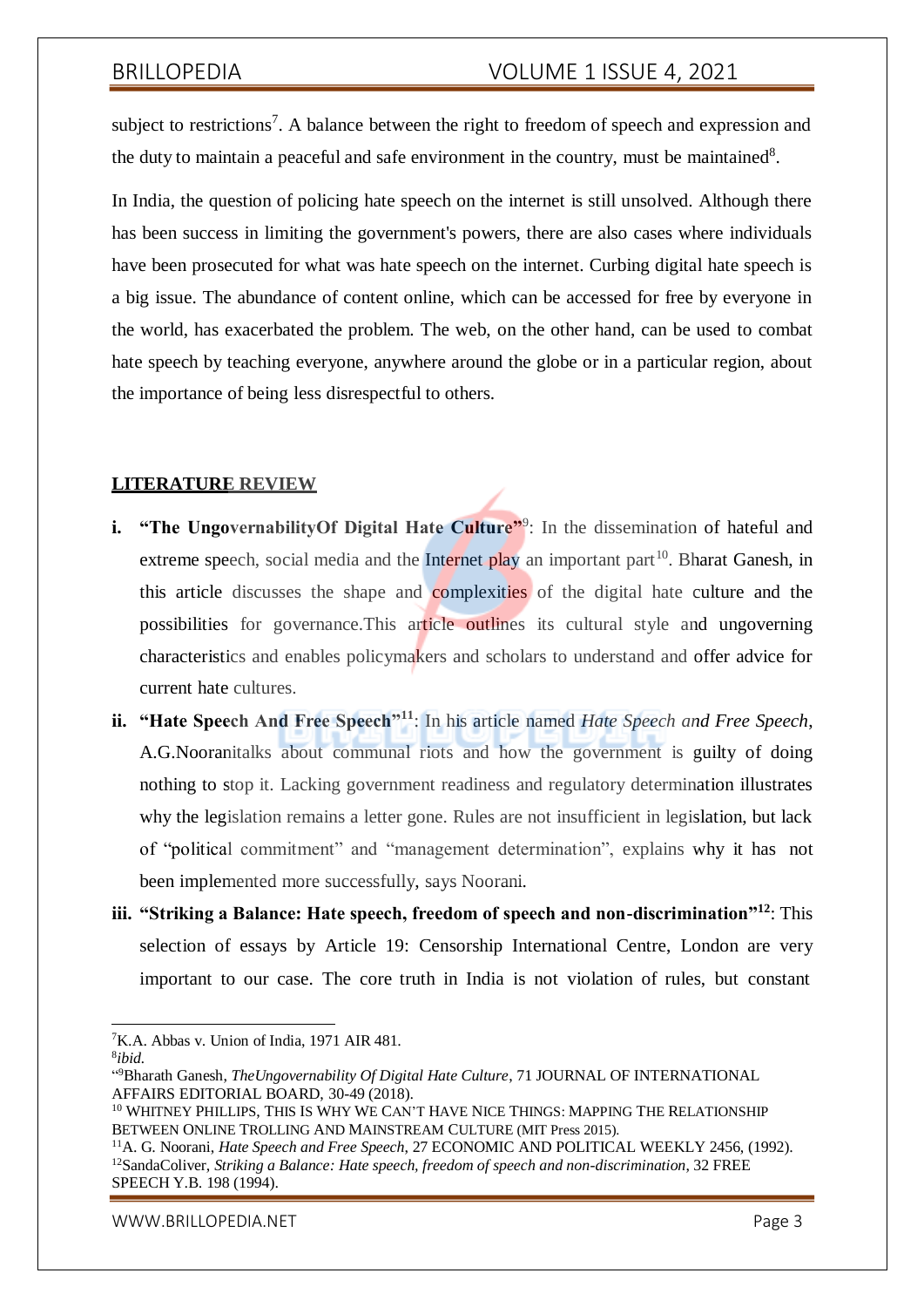subject to restrictions[7]. A balance between the right to freedom of speech and expression and the duty to maintain a peaceful and safe environment in the country, must be maintained[8].

In India, the question of policing hate speech on the internet is still unsolved. Although there has been success in limiting the government's powers, there are also cases where individuals have been prosecuted for what was hate speech on the internet. Curbing digital hate speech is a big issue. The abundance of content online, which can be accessed for free by everyone in the world, has exacerbated the problem. The web, on the other hand, can be used to combat hate speech by teaching everyone, anywhere around the globe or in a particular region, about the importance of being less disrespectful to others.

## LITERATURE REVIEW

i. **"The UngovernabilityOf Digital Hate Culture"**[9]: In the dissemination of hateful and extreme speech, social media and the Internet play an important part[10]. Bharat Ganesh, in this article discusses the shape and complexities of the digital hate culture and the possibilities for governance.This article outlines its cultural style and ungoverning characteristics and enables policymakers and scholars to understand and offer advice for current hate cultures.

ii. **"Hate Speech And Free Speech"**[11]: In his article named *Hate Speech and Free Speech*, A.G.Nooranitalks about communal riots and how the government is guilty of doing nothing to stop it. Lacking government readiness and regulatory determination illustrates why the legislation remains a letter gone. Rules are not insufficient in legislation, but lack of "political commitment" and "management determination", explains why it has not been implemented more successfully, says Noorani.

iii. **"Striking a Balance: Hate speech, freedom of speech and non-discrimination"**[12]: This selection of essays by Article 19: Censorship International Centre, London are very important to our case. The core truth in India is not violation of rules, but constant

---

[7] K.A. Abbas v. Union of India, 1971 AIR 481.

[8] *ibid.*

"[9] Bharath Ganesh, *TheUngovernability Of Digital Hate Culture*, 71 JOURNAL OF INTERNATIONAL AFFAIRS EDITORIAL BOARD, 30-49 (2018).

[10] WHITNEY PHILLIPS, THIS IS WHY WE CAN'T HAVE NICE THINGS: MAPPING THE RELATIONSHIP BETWEEN ONLINE TROLLING AND MAINSTREAM CULTURE (MIT Press 2015).

[11] A. G. Noorani, *Hate Speech and Free Speech*, 27 ECONOMIC AND POLITICAL WEEKLY 2456, (1992).

[12] SandaColiver, *Striking a Balance: Hate speech, freedom of speech and non-discrimination*, 32 FREE SPEECH Y.B. 198 (1994).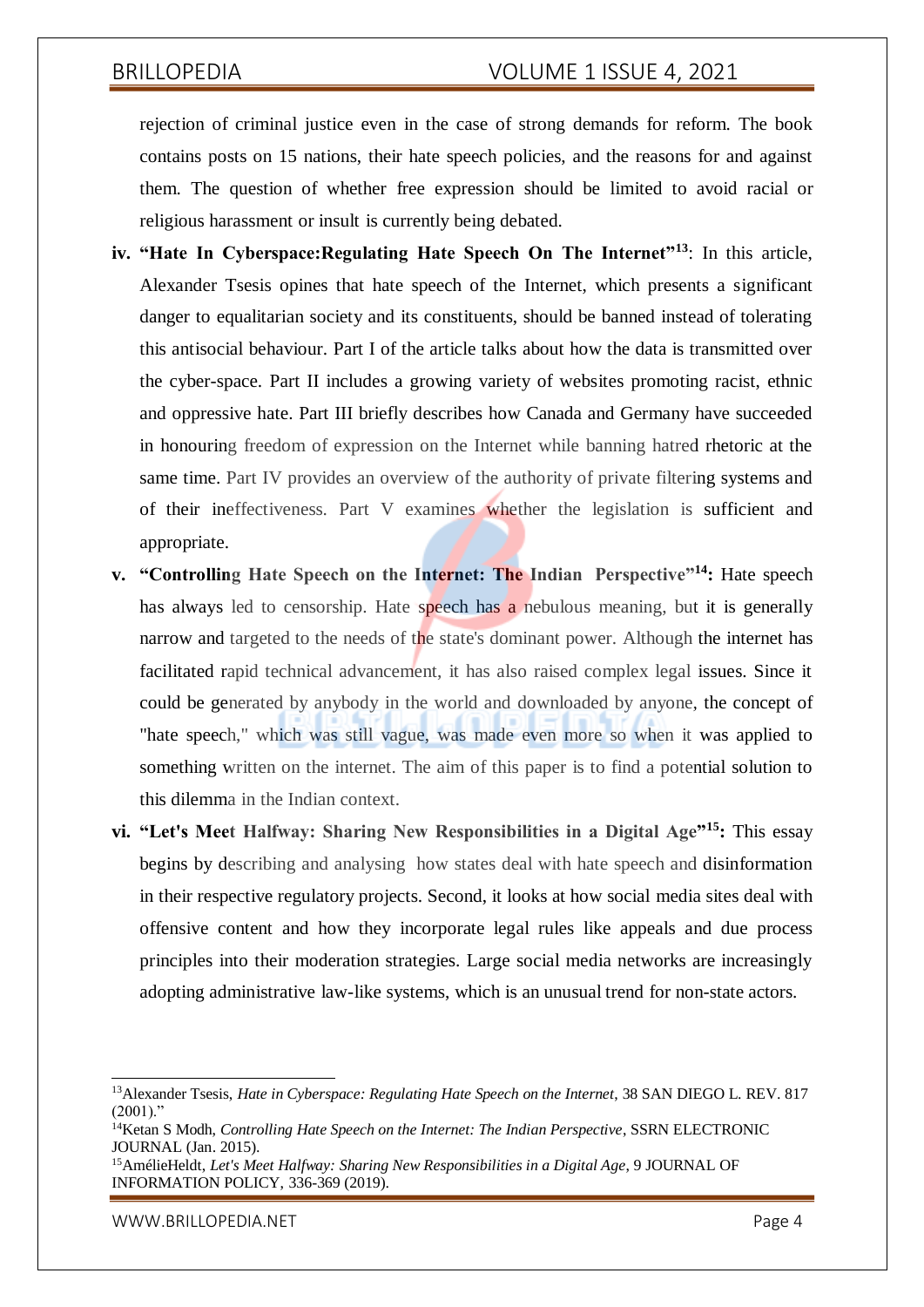rejection of criminal justice even in the case of strong demands for reform. The book contains posts on 15 nations, their hate speech policies, and the reasons for and against them. The question of whether free expression should be limited to avoid racial or religious harassment or insult is currently being debated.

iv. **"Hate In Cyberspace:Regulating Hate Speech On The Internet"[13]**: In this article, Alexander Tsesis opines that hate speech of the Internet, which presents a significant danger to equalitarian society and its constituents, should be banned instead of tolerating this antisocial behaviour. Part I of the article talks about how the data is transmitted over the cyber-space. Part II includes a growing variety of websites promoting racist, ethnic and oppressive hate. Part III briefly describes how Canada and Germany have succeeded in honouring freedom of expression on the Internet while banning hatred rhetoric at the same time. Part IV provides an overview of the authority of private filtering systems and of their ineffectiveness. Part V examines whether the legislation is sufficient and appropriate.

v. **"Controlling Hate Speech on the Internet: The Indian Perspective"[14]:** Hate speech has always led to censorship. Hate speech has a nebulous meaning, but it is generally narrow and targeted to the needs of the state's dominant power. Although the internet has facilitated rapid technical advancement, it has also raised complex legal issues. Since it could be generated by anybody in the world and downloaded by anyone, the concept of "hate speech," which was still vague, was made even more so when it was applied to something written on the internet. The aim of this paper is to find a potential solution to this dilemma in the Indian context.

vi. **"Let's Meet Halfway: Sharing New Responsibilities in a Digital Age"[15]:** This essay begins by describing and analysing how states deal with hate speech and disinformation in their respective regulatory projects. Second, it looks at how social media sites deal with offensive content and how they incorporate legal rules like appeals and due process principles into their moderation strategies. Large social media networks are increasingly adopting administrative law-like systems, which is an unusual trend for non-state actors.

---

[13] Alexander Tsesis, *Hate in Cyberspace: Regulating Hate Speech on the Internet*, 38 SAN DIEGO L. REV. 817 (2001)."

[14] Ketan S Modh, *Controlling Hate Speech on the Internet: The Indian Perspective*, SSRN ELECTRONIC JOURNAL (Jan. 2015).

[15] AmélieHeldt, *Let's Meet Halfway: Sharing New Responsibilities in a Digital Age*, 9 JOURNAL OF INFORMATION POLICY, 336-369 (2019).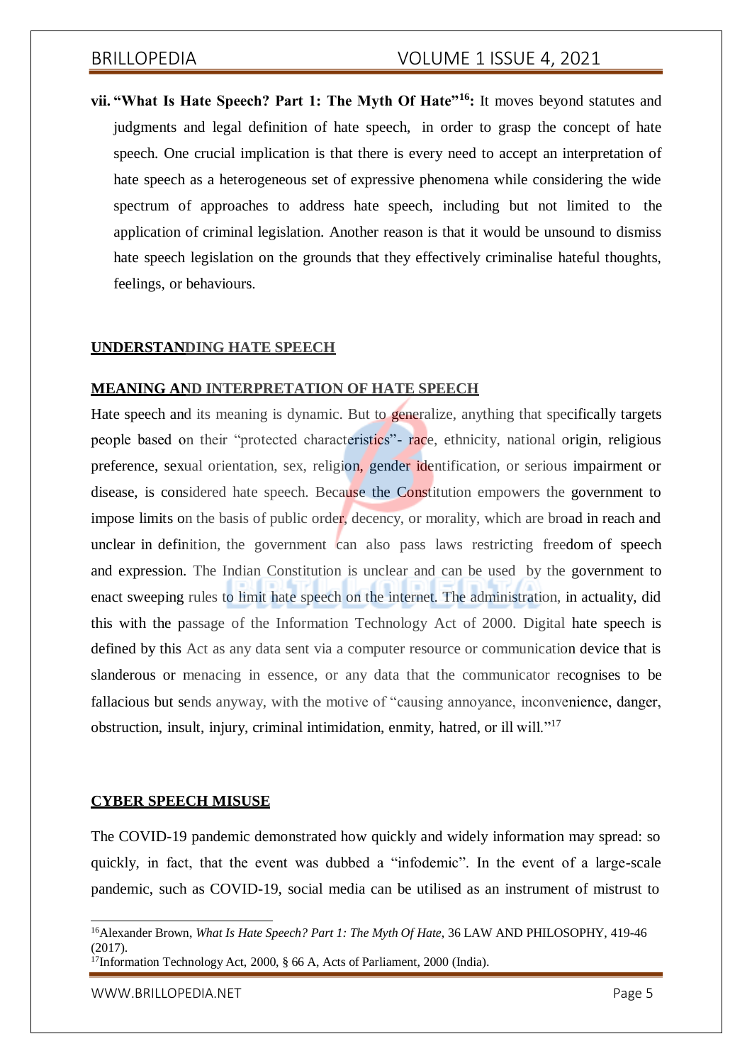vii. **"What Is Hate Speech? Part 1: The Myth Of Hate"[16]:** It moves beyond statutes and judgments and legal definition of hate speech, in order to grasp the concept of hate speech. One crucial implication is that there is every need to accept an interpretation of hate speech as a heterogeneous set of expressive phenomena while considering the wide spectrum of approaches to address hate speech, including but not limited to the application of criminal legislation. Another reason is that it would be unsound to dismiss hate speech legislation on the grounds that they effectively criminalise hateful thoughts, feelings, or behaviours.

## UNDERSTANDING HATE SPEECH

### MEANING AND INTERPRETATION OF HATE SPEECH

Hate speech and its meaning is dynamic. But to generalize, anything that specifically targets people based on their "protected characteristics"- race, ethnicity, national origin, religious preference, sexual orientation, sex, religion, gender identification, or serious impairment or disease, is considered hate speech. Because the Constitution empowers the government to impose limits on the basis of public order, decency, or morality, which are broad in reach and unclear in definition, the government can also pass laws restricting freedom of speech and expression. The Indian Constitution is unclear and can be used by the government to enact sweeping rules to limit hate speech on the internet. The administration, in actuality, did this with the passage of the Information Technology Act of 2000. Digital hate speech is defined by this Act as any data sent via a computer resource or communication device that is slanderous or menacing in essence, or any data that the communicator recognises to be fallacious but sends anyway, with the motive of "causing annoyance, inconvenience, danger, obstruction, insult, injury, criminal intimidation, enmity, hatred, or ill will."[17]

## CYBER SPEECH MISUSE

The COVID-19 pandemic demonstrated how quickly and widely information may spread: so quickly, in fact, that the event was dubbed a "infodemic". In the event of a large-scale pandemic, such as COVID-19, social media can be utilised as an instrument of mistrust to

---

[16] Alexander Brown, *What Is Hate Speech? Part 1: The Myth Of Hate*, 36 LAW AND PHILOSOPHY, 419-46 (2017).

[17] Information Technology Act, 2000, § 66 A, Acts of Parliament, 2000 (India).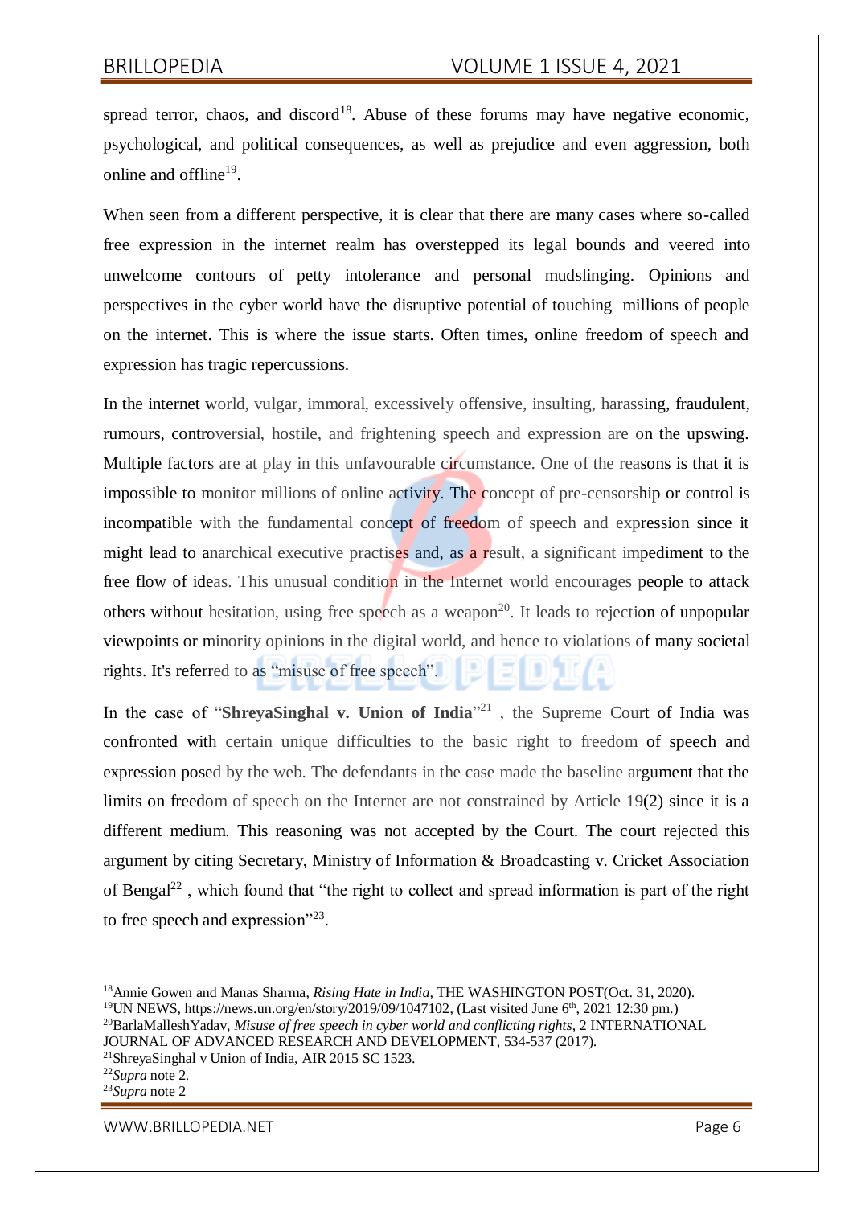spread terror, chaos, and discord[18]. Abuse of these forums may have negative economic, psychological, and political consequences, as well as prejudice and even aggression, both online and offline[19].

When seen from a different perspective, it is clear that there are many cases where so-called free expression in the internet realm has overstepped its legal bounds and veered into unwelcome contours of petty intolerance and personal mudslinging. Opinions and perspectives in the cyber world have the disruptive potential of touching millions of people on the internet. This is where the issue starts. Often times, online freedom of speech and expression has tragic repercussions.

In the internet world, vulgar, immoral, excessively offensive, insulting, harassing, fraudulent, rumours, controversial, hostile, and frightening speech and expression are on the upswing. Multiple factors are at play in this unfavourable circumstance. One of the reasons is that it is impossible to monitor millions of online activity. The concept of pre-censorship or control is incompatible with the fundamental concept of freedom of speech and expression since it might lead to anarchical executive practises and, as a result, a significant impediment to the free flow of ideas. This unusual condition in the Internet world encourages people to attack others without hesitation, using free speech as a weapon[20]. It leads to rejection of unpopular viewpoints or minority opinions in the digital world, and hence to violations of many societal rights. It's referred to as "misuse of free speech".

In the case of "**ShreyaSinghal v. Union of India**"[21] , the Supreme Court of India was confronted with certain unique difficulties to the basic right to freedom of speech and expression posed by the web. The defendants in the case made the baseline argument that the limits on freedom of speech on the Internet are not constrained by Article 19(2) since it is a different medium. This reasoning was not accepted by the Court. The court rejected this argument by citing Secretary, Ministry of Information & Broadcasting v. Cricket Association of Bengal[22] , which found that "the right to collect and spread information is part of the right to free speech and expression"[23].

---

[18] Annie Gowen and Manas Sharma, *Rising Hate in India,* THE WASHINGTON POST(Oct. 31, 2020).

[19] UN NEWS, https://news.un.org/en/story/2019/09/1047102, (Last visited June 6th, 2021 12:30 pm.)

[20] BarlaMalleshYadav, *Misuse of free speech in cyber world and conflicting rights,* 2 INTERNATIONAL JOURNAL OF ADVANCED RESEARCH AND DEVELOPMENT, 534-537 (2017).

[21] ShreyaSinghal v Union of India, AIR 2015 SC 1523.

[22] *Supra* note 2.

[23] *Supra* note 2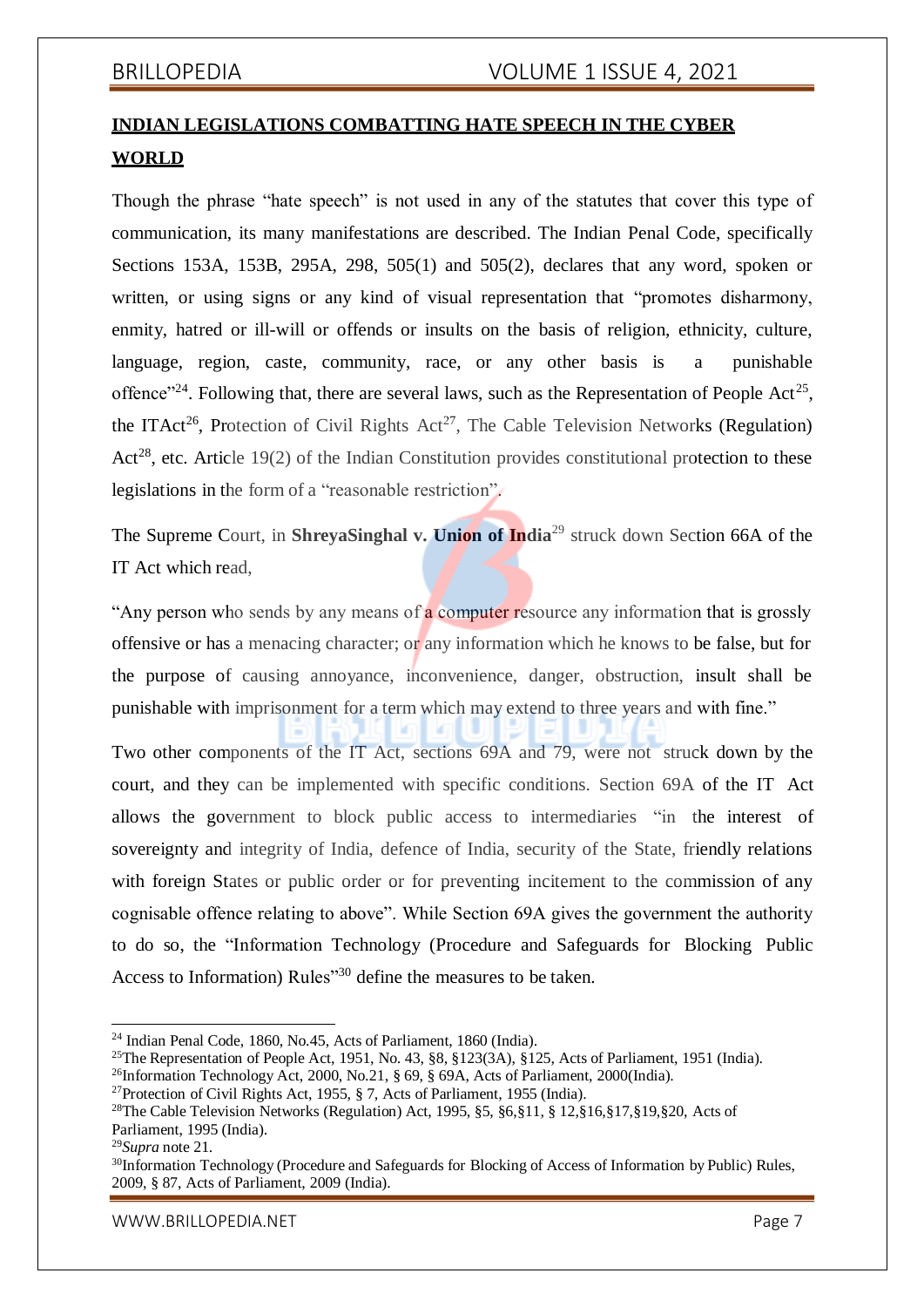## INDIAN LEGISLATIONS COMBATTING HATE SPEECH IN THE CYBER WORLD

Though the phrase "hate speech" is not used in any of the statutes that cover this type of communication, its many manifestations are described. The Indian Penal Code, specifically Sections 153A, 153B, 295A, 298, 505(1) and 505(2), declares that any word, spoken or written, or using signs or any kind of visual representation that "promotes disharmony, enmity, hatred or ill-will or offends or insults on the basis of religion, ethnicity, culture, language, region, caste, community, race, or any other basis is a punishable offence"[24]. Following that, there are several laws, such as the Representation of People Act[25], the ITAct[26], Protection of Civil Rights Act[27], The Cable Television Networks (Regulation) Act[28], etc. Article 19(2) of the Indian Constitution provides constitutional protection to these legislations in the form of a "reasonable restriction".

The Supreme Court, in **ShreyaSinghal v. Union of India**[29] struck down Section 66A of the IT Act which read,

"Any person who sends by any means of a computer resource any information that is grossly offensive or has a menacing character; or any information which he knows to be false, but for the purpose of causing annoyance, inconvenience, danger, obstruction, insult shall be punishable with imprisonment for a term which may extend to three years and with fine."

Two other components of the IT Act, sections 69A and 79, were not struck down by the court, and they can be implemented with specific conditions. Section 69A of the IT Act allows the government to block public access to intermediaries "in the interest of sovereignty and integrity of India, defence of India, security of the State, friendly relations with foreign States or public order or for preventing incitement to the commission of any cognisable offence relating to above". While Section 69A gives the government the authority to do so, the "Information Technology (Procedure and Safeguards for Blocking Public Access to Information) Rules"[30] define the measures to be taken.

---

[24] Indian Penal Code, 1860, No.45, Acts of Parliament, 1860 (India).

[25] The Representation of People Act, 1951, No. 43, §8, §123(3A), §125, Acts of Parliament, 1951 (India).

[26] Information Technology Act, 2000, No.21, § 69, § 69A, Acts of Parliament, 2000(India).

[27] Protection of Civil Rights Act, 1955, § 7, Acts of Parliament, 1955 (India).

[28] The Cable Television Networks (Regulation) Act, 1995, §5, §6,§11, § 12,§16,§17,§19,§20, Acts of Parliament, 1995 (India).

[29] *Supra* note 21.

[30] Information Technology (Procedure and Safeguards for Blocking of Access of Information by Public) Rules, 2009, § 87, Acts of Parliament, 2009 (India).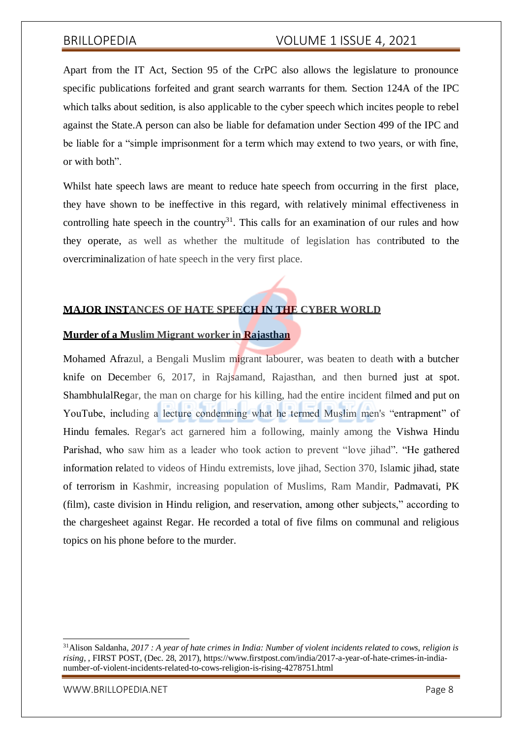Apart from the IT Act, Section 95 of the CrPC also allows the legislature to pronounce specific publications forfeited and grant search warrants for them. Section 124A of the IPC which talks about sedition, is also applicable to the cyber speech which incites people to rebel against the State.A person can also be liable for defamation under Section 499 of the IPC and be liable for a "simple imprisonment for a term which may extend to two years, or with fine, or with both".

Whilst hate speech laws are meant to reduce hate speech from occurring in the first place, they have shown to be ineffective in this regard, with relatively minimal effectiveness in controlling hate speech in the country[31]. This calls for an examination of our rules and how they operate, as well as whether the multitude of legislation has contributed to the overcriminalization of hate speech in the very first place.

## MAJOR INSTANCES OF HATE SPEECH IN THE CYBER WORLD

### Murder of a Muslim Migrant worker in Rajasthan

Mohamed Afrazul, a Bengali Muslim migrant labourer, was beaten to death with a butcher knife on December 6, 2017, in Rajsamand, Rajasthan, and then burned just at spot. ShambhulalRegar, the man on charge for his killing, had the entire incident filmed and put on YouTube, including a lecture condemning what he termed Muslim men's "entrapment" of Hindu females. Regar's act garnered him a following, mainly among the Vishwa Hindu Parishad, who saw him as a leader who took action to prevent "love jihad". "He gathered information related to videos of Hindu extremists, love jihad, Section 370, Islamic jihad, state of terrorism in Kashmir, increasing population of Muslims, Ram Mandir, Padmavati, PK (film), caste division in Hindu religion, and reservation, among other subjects," according to the chargesheet against Regar. He recorded a total of five films on communal and religious topics on his phone before to the murder.

---

[31] Alison Saldanha, *2017 : A year of hate crimes in India: Number of violent incidents related to cows, religion is rising*, , FIRST POST, (Dec. 28, 2017), https://www.firstpost.com/india/2017-a-year-of-hate-crimes-in-india-number-of-violent-incidents-related-to-cows-religion-is-rising-4278751.html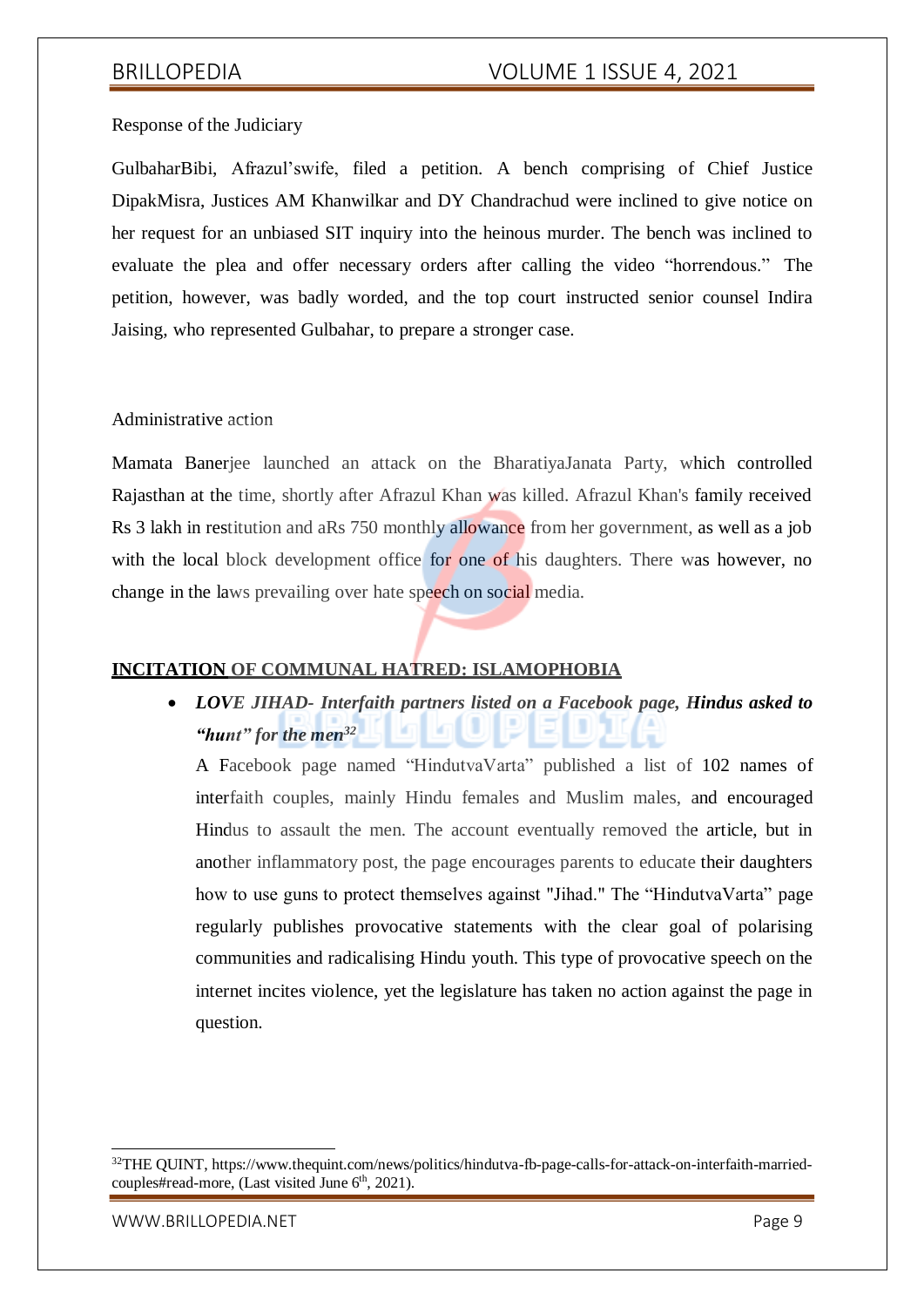Response of the Judiciary

GulbaharBibi, Afrazul'swife, filed a petition. A bench comprising of Chief Justice DipakMisra, Justices AM Khanwilkar and DY Chandrachud were inclined to give notice on her request for an unbiased SIT inquiry into the heinous murder. The bench was inclined to evaluate the plea and offer necessary orders after calling the video "horrendous." The petition, however, was badly worded, and the top court instructed senior counsel Indira Jaising, who represented Gulbahar, to prepare a stronger case.

Administrative action

Mamata Banerjee launched an attack on the BharatiyaJanata Party, which controlled Rajasthan at the time, shortly after Afrazul Khan was killed. Afrazul Khan's family received Rs 3 lakh in restitution and aRs 750 monthly allowance from her government, as well as a job with the local block development office for one of his daughters. There was however, no change in the laws prevailing over hate speech on social media.

## INCITATION OF COMMUNAL HATRED: ISLAMOPHOBIA

- ***LOVE JIHAD- Interfaith partners listed on a Facebook page, Hindus asked to "hunt" for the men[32]***

  A Facebook page named "HindutvaVarta" published a list of 102 names of interfaith couples, mainly Hindu females and Muslim males, and encouraged Hindus to assault the men. The account eventually removed the article, but in another inflammatory post, the page encourages parents to educate their daughters how to use guns to protect themselves against "Jihad." The "HindutvaVarta" page regularly publishes provocative statements with the clear goal of polarising communities and radicalising Hindu youth. This type of provocative speech on the internet incites violence, yet the legislature has taken no action against the page in question.

---

[32] THE QUINT, https://www.thequint.com/news/politics/hindutva-fb-page-calls-for-attack-on-interfaith-married-couples#read-more, (Last visited June 6th, 2021).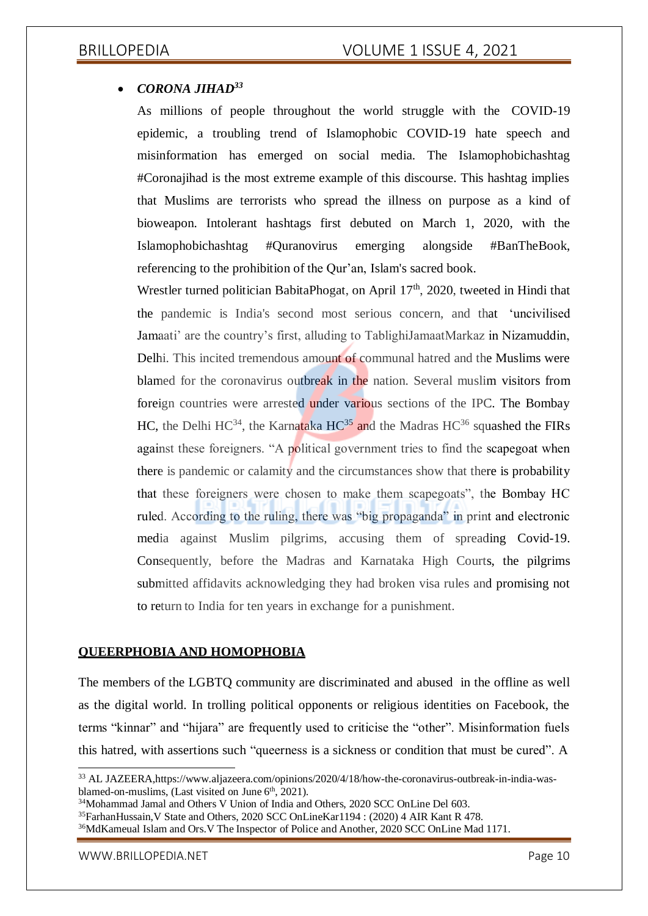- ***CORONA JIHAD***[33]

  As millions of people throughout the world struggle with the COVID-19 epidemic, a troubling trend of Islamophobic COVID-19 hate speech and misinformation has emerged on social media. The Islamophobichashtag #Coronajihad is the most extreme example of this discourse. This hashtag implies that Muslims are terrorists who spread the illness on purpose as a kind of bioweapon. Intolerant hashtags first debuted on March 1, 2020, with the Islamophobichashtag #Quranovirus emerging alongside #BanTheBook, referencing to the prohibition of the Qur'an, Islam's sacred book.

  Wrestler turned politician BabitaPhogat, on April 17th, 2020, tweeted in Hindi that the pandemic is India's second most serious concern, and that 'uncivilised Jamaati' are the country's first, alluding to TablighiJamaatMarkaz in Nizamuddin, Delhi. This incited tremendous amount of communal hatred and the Muslims were blamed for the coronavirus outbreak in the nation. Several muslim visitors from foreign countries were arrested under various sections of the IPC. The Bombay HC, the Delhi HC[34], the Karnataka HC[35] and the Madras HC[36] squashed the FIRs against these foreigners. "A political government tries to find the scapegoat when there is pandemic or calamity and the circumstances show that there is probability that these foreigners were chosen to make them scapegoats", the Bombay HC ruled. According to the ruling, there was "big propaganda" in print and electronic media against Muslim pilgrims, accusing them of spreading Covid-19. Consequently, before the Madras and Karnataka High Courts, the pilgrims submitted affidavits acknowledging they had broken visa rules and promising not to return to India for ten years in exchange for a punishment.

## QUEERPHOBIA AND HOMOPHOBIA

The members of the LGBTQ community are discriminated and abused in the offline as well as the digital world. In trolling political opponents or religious identities on Facebook, the terms "kinnar" and "hijara" are frequently used to criticise the "other". Misinformation fuels this hatred, with assertions such "queerness is a sickness or condition that must be cured". A

---

[33] AL JAZEERA,https://www.aljazeera.com/opinions/2020/4/18/how-the-coronavirus-outbreak-in-india-was-blamed-on-muslims, (Last visited on June 6th, 2021).

[34] Mohammad Jamal and Others V Union of India and Others, 2020 SCC OnLine Del 603.

[35] FarhanHussain,V State and Others, 2020 SCC OnLineKar1194 : (2020) 4 AIR Kant R 478.

[36] MdKameual Islam and Ors.V The Inspector of Police and Another, 2020 SCC OnLine Mad 1171.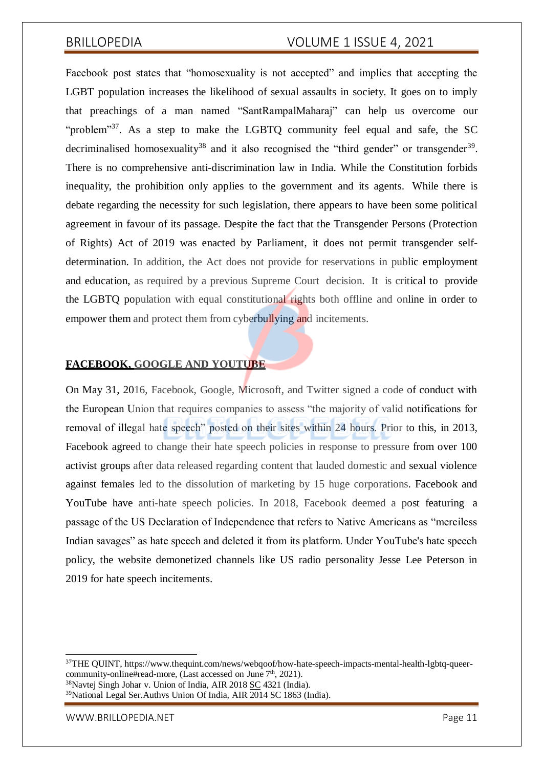Facebook post states that "homosexuality is not accepted" and implies that accepting the LGBT population increases the likelihood of sexual assaults in society. It goes on to imply that preachings of a man named "SantRampalMaharaj" can help us overcome our "problem"[37]. As a step to make the LGBTQ community feel equal and safe, the SC decriminalised homosexuality[38] and it also recognised the "third gender" or transgender[39]. There is no comprehensive anti-discrimination law in India. While the Constitution forbids inequality, the prohibition only applies to the government and its agents. While there is debate regarding the necessity for such legislation, there appears to have been some political agreement in favour of its passage. Despite the fact that the Transgender Persons (Protection of Rights) Act of 2019 was enacted by Parliament, it does not permit transgender self-determination. In addition, the Act does not provide for reservations in public employment and education, as required by a previous Supreme Court decision. It is critical to provide the LGBTQ population with equal constitutional rights both offline and online in order to empower them and protect them from cyberbullying and incitements.

## FACEBOOK, GOOGLE AND YOUTUBE

On May 31, 2016, Facebook, Google, Microsoft, and Twitter signed a code of conduct with the European Union that requires companies to assess "the majority of valid notifications for removal of illegal hate speech" posted on their sites within 24 hours. Prior to this, in 2013, Facebook agreed to change their hate speech policies in response to pressure from over 100 activist groups after data released regarding content that lauded domestic and sexual violence against females led to the dissolution of marketing by 15 huge corporations. Facebook and YouTube have anti-hate speech policies. In 2018, Facebook deemed a post featuring a passage of the US Declaration of Independence that refers to Native Americans as "merciless Indian savages" as hate speech and deleted it from its platform. Under YouTube's hate speech policy, the website demonetized channels like US radio personality Jesse Lee Peterson in 2019 for hate speech incitements.

---

[37] THE QUINT, https://www.thequint.com/news/webqoof/how-hate-speech-impacts-mental-health-lgbtq-queer-community-online#read-more, (Last accessed on June 7th, 2021).

[38] Navtej Singh Johar v. Union of India, AIR 2018 SC 4321 (India).

[39] National Legal Ser.Authvs Union Of India, AIR 2014 SC 1863 (India).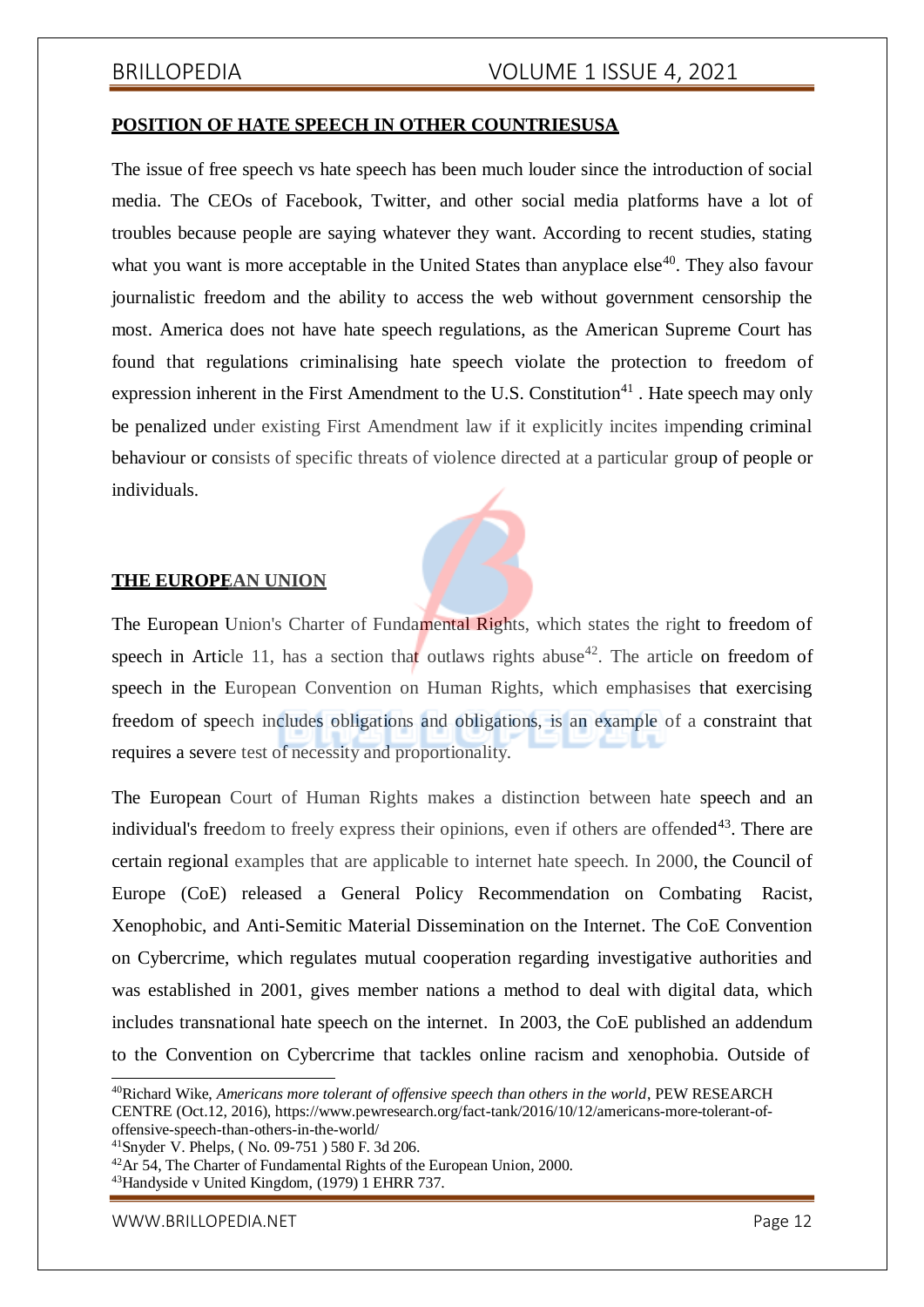**POSITION OF HATE SPEECH IN OTHER COUNTRIESUSA**

The issue of free speech vs hate speech has been much louder since the introduction of social media. The CEOs of Facebook, Twitter, and other social media platforms have a lot of troubles because people are saying whatever they want. According to recent studies, stating what you want is more acceptable in the United States than anyplace else[40]. They also favour journalistic freedom and the ability to access the web without government censorship the most. America does not have hate speech regulations, as the American Supreme Court has found that regulations criminalising hate speech violate the protection to freedom of expression inherent in the First Amendment to the U.S. Constitution[41] . Hate speech may only be penalized under existing First Amendment law if it explicitly incites impending criminal behaviour or consists of specific threats of violence directed at a particular group of people or individuals.

**THE EUROPEAN UNION**

The European Union's Charter of Fundamental Rights, which states the right to freedom of speech in Article 11, has a section that outlaws rights abuse[42]. The article on freedom of speech in the European Convention on Human Rights, which emphasises that exercising freedom of speech includes obligations and obligations, is an example of a constraint that requires a severe test of necessity and proportionality.

The European Court of Human Rights makes a distinction between hate speech and an individual's freedom to freely express their opinions, even if others are offended[43]. There are certain regional examples that are applicable to internet hate speech. In 2000, the Council of Europe (CoE) released a General Policy Recommendation on Combating Racist, Xenophobic, and Anti-Semitic Material Dissemination on the Internet. The CoE Convention on Cybercrime, which regulates mutual cooperation regarding investigative authorities and was established in 2001, gives member nations a method to deal with digital data, which includes transnational hate speech on the internet. In 2003, the CoE published an addendum to the Convention on Cybercrime that tackles online racism and xenophobia. Outside of

---

[40]Richard Wike, *Americans more tolerant of offensive speech than others in the world*, PEW RESEARCH CENTRE (Oct.12, 2016), https://www.pewresearch.org/fact-tank/2016/10/12/americans-more-tolerant-of-offensive-speech-than-others-in-the-world/

[41]Snyder V. Phelps, ( No. 09-751 ) 580 F. 3d 206.

[42]Ar 54, The Charter of Fundamental Rights of the European Union, 2000.

[43]Handyside v United Kingdom, (1979) 1 EHRR 737.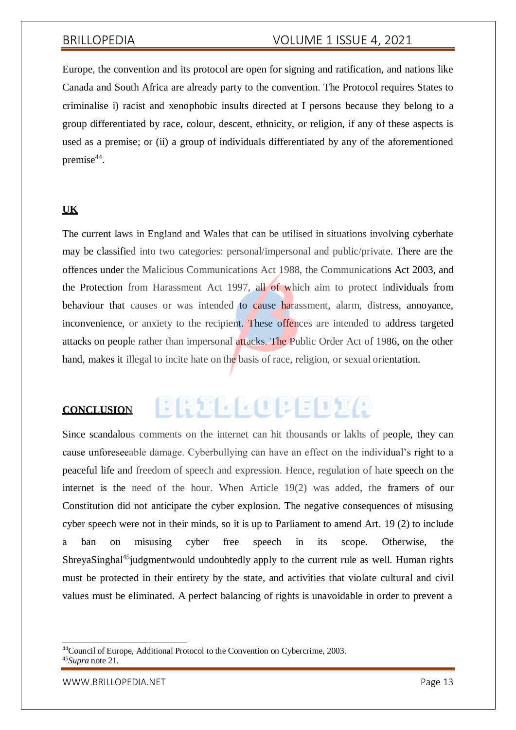Europe, the convention and its protocol are open for signing and ratification, and nations like Canada and South Africa are already party to the convention. The Protocol requires States to criminalise i) racist and xenophobic insults directed at I persons because they belong to a group differentiated by race, colour, descent, ethnicity, or religion, if any of these aspects is used as a premise; or (ii) a group of individuals differentiated by any of the aforementioned premise[44].

## UK

The current laws in England and Wales that can be utilised in situations involving cyberhate may be classified into two categories: personal/impersonal and public/private. There are the offences under the Malicious Communications Act 1988, the Communications Act 2003, and the Protection from Harassment Act 1997, all of which aim to protect individuals from behaviour that causes or was intended to cause harassment, alarm, distress, annoyance, inconvenience, or anxiety to the recipient. These offences are intended to address targeted attacks on people rather than impersonal attacks. The Public Order Act of 1986, on the other hand, makes it illegal to incite hate on the basis of race, religion, or sexual orientation.

## CONCLUSION

Since scandalous comments on the internet can hit thousands or lakhs of people, they can cause unforeseeable damage. Cyberbullying can have an effect on the individual's right to a peaceful life and freedom of speech and expression. Hence, regulation of hate speech on the internet is the need of the hour. When Article 19(2) was added, the framers of our Constitution did not anticipate the cyber explosion. The negative consequences of misusing cyber speech were not in their minds, so it is up to Parliament to amend Art. 19 (2) to include a ban on misusing cyber free speech in its scope. Otherwise, the ShreyaSinghal[45]judgmentwould undoubtedly apply to the current rule as well. Human rights must be protected in their entirety by the state, and activities that violate cultural and civil values must be eliminated. A perfect balancing of rights is unavoidable in order to prevent a

---

[44] Council of Europe, Additional Protocol to the Convention on Cybercrime, 2003.

[45] *Supra* note 21.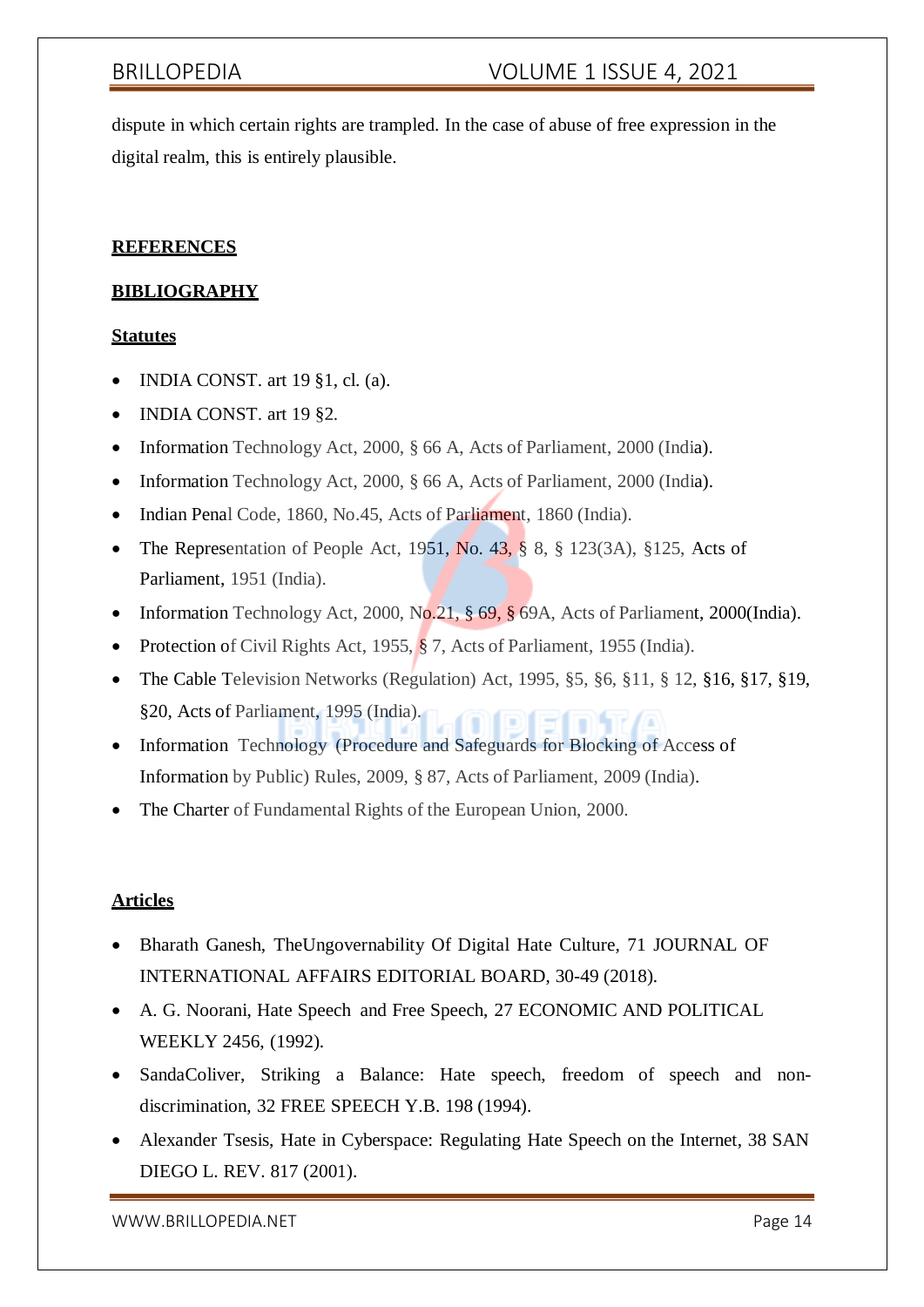dispute in which certain rights are trampled. In the case of abuse of free expression in the digital realm, this is entirely plausible.

**REFERENCES**

**BIBLIOGRAPHY**

**Statutes**

- INDIA CONST. art 19 §1, cl. (a).
- INDIA CONST. art 19 §2.
- Information Technology Act, 2000, § 66 A, Acts of Parliament, 2000 (India).
- Information Technology Act, 2000, § 66 A, Acts of Parliament, 2000 (India).
- Indian Penal Code, 1860, No.45, Acts of Parliament, 1860 (India).
- The Representation of People Act, 1951, No. 43, § 8, § 123(3A), §125, Acts of Parliament, 1951 (India).
- Information Technology Act, 2000, No.21, § 69, § 69A, Acts of Parliament, 2000(India).
- Protection of Civil Rights Act, 1955, § 7, Acts of Parliament, 1955 (India).
- The Cable Television Networks (Regulation) Act, 1995, §5, §6, §11, § 12, §16, §17, §19, §20, Acts of Parliament, 1995 (India).
- Information Technology (Procedure and Safeguards for Blocking of Access of Information by Public) Rules, 2009, § 87, Acts of Parliament, 2009 (India).
- The Charter of Fundamental Rights of the European Union, 2000.

**Articles**

- Bharath Ganesh, TheUngovernability Of Digital Hate Culture, 71 JOURNAL OF INTERNATIONAL AFFAIRS EDITORIAL BOARD, 30-49 (2018).
- A. G. Noorani, Hate Speech and Free Speech, 27 ECONOMIC AND POLITICAL WEEKLY 2456, (1992).
- SandaColiver, Striking a Balance: Hate speech, freedom of speech and non-discrimination, 32 FREE SPEECH Y.B. 198 (1994).
- Alexander Tsesis, Hate in Cyberspace: Regulating Hate Speech on the Internet, 38 SAN DIEGO L. REV. 817 (2001).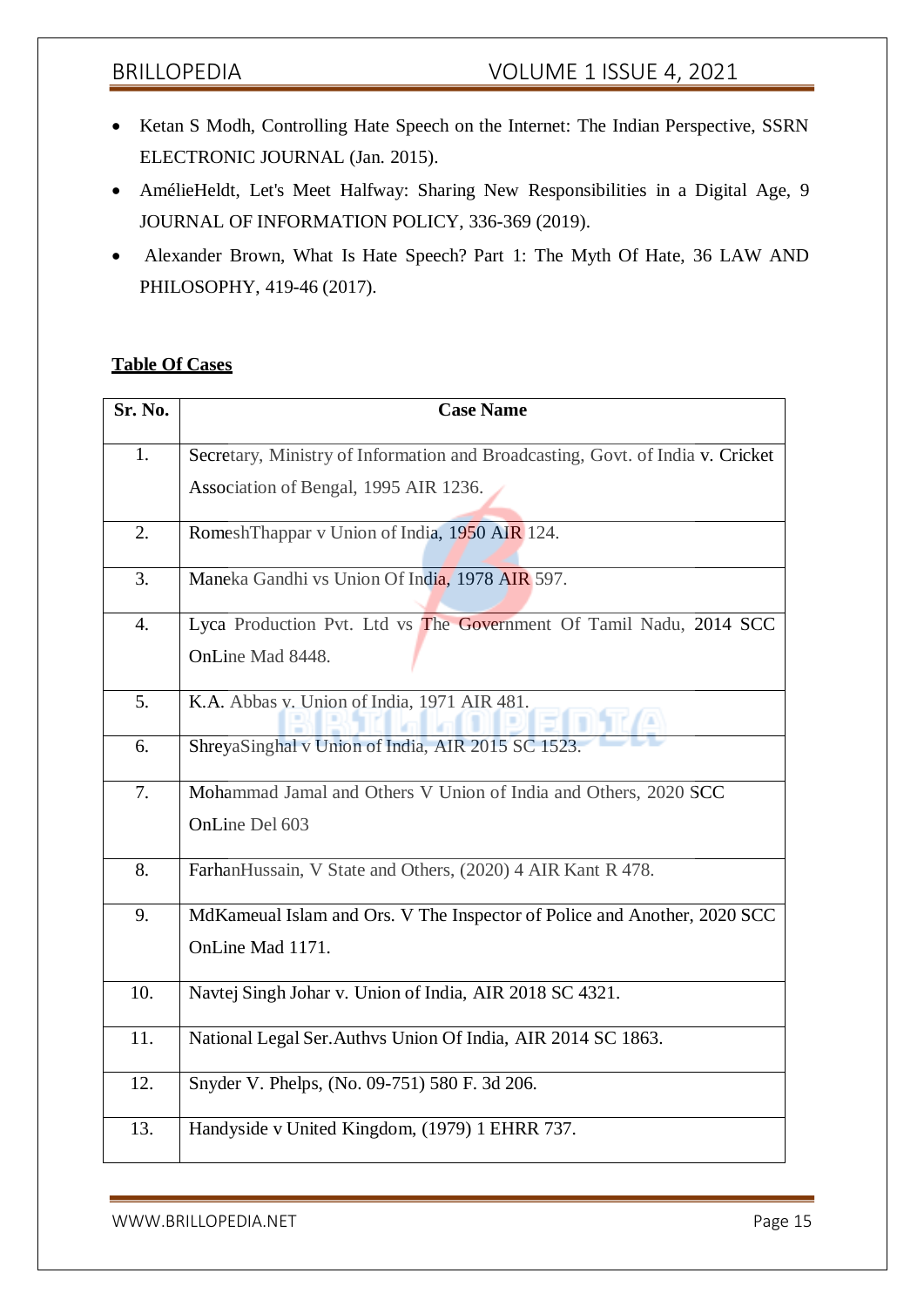- Ketan S Modh, Controlling Hate Speech on the Internet: The Indian Perspective, SSRN ELECTRONIC JOURNAL (Jan. 2015).
- AmélieHeldt, Let's Meet Halfway: Sharing New Responsibilities in a Digital Age, 9 JOURNAL OF INFORMATION POLICY, 336-369 (2019).
- Alexander Brown, What Is Hate Speech? Part 1: The Myth Of Hate, 36 LAW AND PHILOSOPHY, 419-46 (2017).

**Table Of Cases**

| Sr. No. | Case Name |
|---|---|
| 1. | Secretary, Ministry of Information and Broadcasting, Govt. of India v. Cricket Association of Bengal, 1995 AIR 1236. |
| 2. | RomeshThappar v Union of India, 1950 AIR 124. |
| 3. | Maneka Gandhi vs Union Of India, 1978 AIR 597. |
| 4. | Lyca Production Pvt. Ltd vs The Government Of Tamil Nadu, 2014 SCC OnLine Mad 8448. |
| 5. | K.A. Abbas v. Union of India, 1971 AIR 481. |
| 6. | ShreyaSinghal v Union of India, AIR 2015 SC 1523. |
| 7. | Mohammad Jamal and Others V Union of India and Others, 2020 SCC OnLine Del 603 |
| 8. | FarhanHussain, V State and Others, (2020) 4 AIR Kant R 478. |
| 9. | MdKameual Islam and Ors. V The Inspector of Police and Another, 2020 SCC OnLine Mad 1171. |
| 10. | Navtej Singh Johar v. Union of India, AIR 2018 SC 4321. |
| 11. | National Legal Ser.Authvs Union Of India, AIR 2014 SC 1863. |
| 12. | Snyder V. Phelps, (No. 09-751) 580 F. 3d 206. |
| 13. | Handyside v United Kingdom, (1979) 1 EHRR 737. |